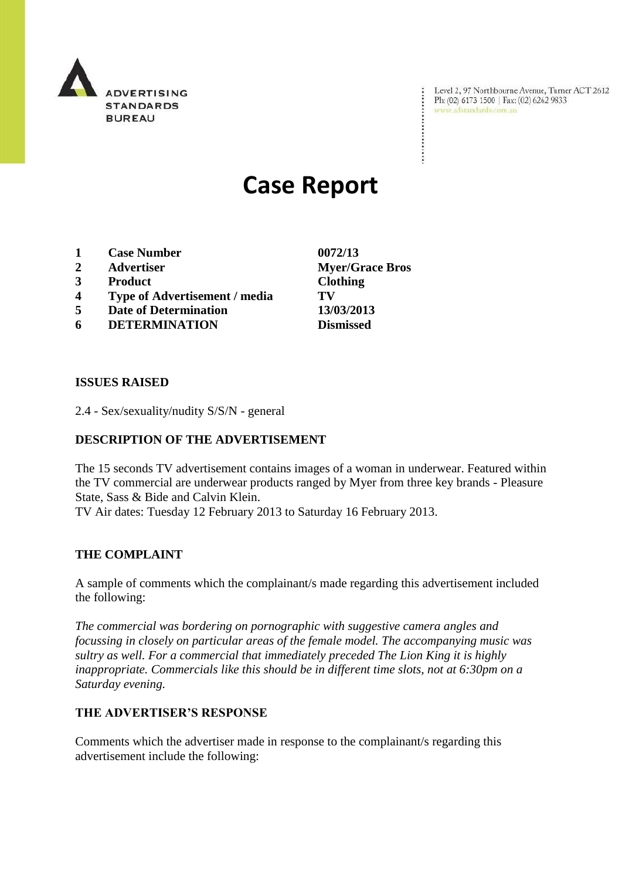ADVERTISING STANDARDS BUREAU

Level 2, 97 Northbourne Avenue, Turner ACT 2612
Ph: (02) 6173 1500 | Fax: (02) 6262 9833
www.adstandards.com.au

# Case Report

| | | |
|---|---|---|
| **1** | **Case Number** | **0072/13** |
| **2** | **Advertiser** | **Myer/Grace Bros** |
| **3** | **Product** | **Clothing** |
| **4** | **Type of Advertisement / media** | **TV** |
| **5** | **Date of Determination** | **13/03/2013** |
| **6** | **DETERMINATION** | **Dismissed** |

**ISSUES RAISED**

2.4 - Sex/sexuality/nudity S/S/N - general

**DESCRIPTION OF THE ADVERTISEMENT**

The 15 seconds TV advertisement contains images of a woman in underwear. Featured within the TV commercial are underwear products ranged by Myer from three key brands - Pleasure State, Sass & Bide and Calvin Klein.
TV Air dates: Tuesday 12 February 2013 to Saturday 16 February 2013.

**THE COMPLAINT**

A sample of comments which the complainant/s made regarding this advertisement included the following:

*The commercial was bordering on pornographic with suggestive camera angles and focussing in closely on particular areas of the female model. The accompanying music was sultry as well. For a commercial that immediately preceded The Lion King it is highly inappropriate. Commercials like this should be in different time slots, not at 6:30pm on a Saturday evening.*

**THE ADVERTISER'S RESPONSE**

Comments which the advertiser made in response to the complainant/s regarding this advertisement include the following: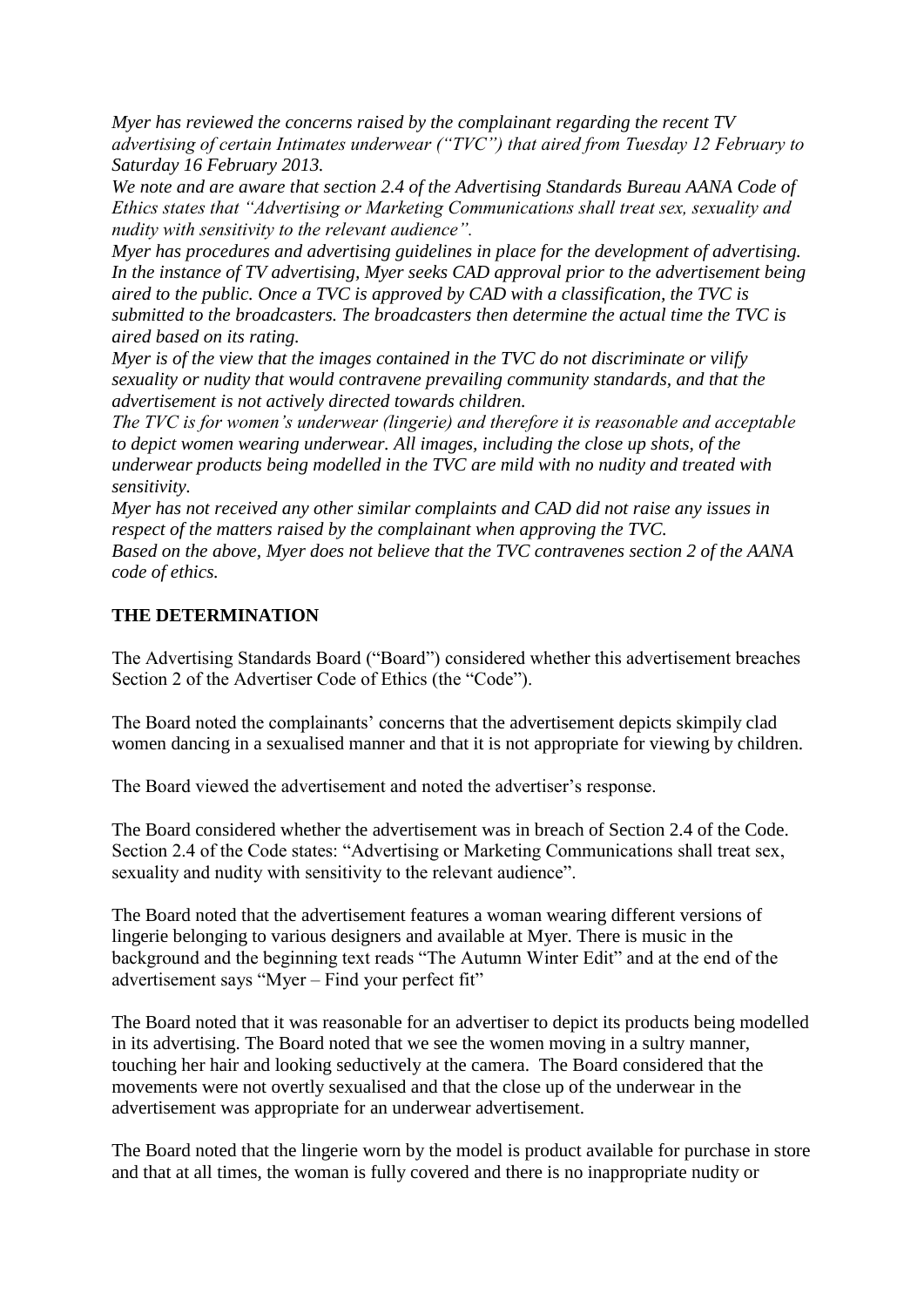*Myer has reviewed the concerns raised by the complainant regarding the recent TV advertising of certain Intimates underwear ("TVC") that aired from Tuesday 12 February to Saturday 16 February 2013.*

*We note and are aware that section 2.4 of the Advertising Standards Bureau AANA Code of Ethics states that "Advertising or Marketing Communications shall treat sex, sexuality and nudity with sensitivity to the relevant audience".*

*Myer has procedures and advertising guidelines in place for the development of advertising. In the instance of TV advertising, Myer seeks CAD approval prior to the advertisement being aired to the public. Once a TVC is approved by CAD with a classification, the TVC is submitted to the broadcasters. The broadcasters then determine the actual time the TVC is aired based on its rating.*

*Myer is of the view that the images contained in the TVC do not discriminate or vilify sexuality or nudity that would contravene prevailing community standards, and that the advertisement is not actively directed towards children.*

*The TVC is for women's underwear (lingerie) and therefore it is reasonable and acceptable to depict women wearing underwear. All images, including the close up shots, of the underwear products being modelled in the TVC are mild with no nudity and treated with sensitivity.*

*Myer has not received any other similar complaints and CAD did not raise any issues in respect of the matters raised by the complainant when approving the TVC.*

*Based on the above, Myer does not believe that the TVC contravenes section 2 of the AANA code of ethics.*

## THE DETERMINATION

The Advertising Standards Board ("Board") considered whether this advertisement breaches Section 2 of the Advertiser Code of Ethics (the "Code").

The Board noted the complainants' concerns that the advertisement depicts skimpily clad women dancing in a sexualised manner and that it is not appropriate for viewing by children.

The Board viewed the advertisement and noted the advertiser's response.

The Board considered whether the advertisement was in breach of Section 2.4 of the Code. Section 2.4 of the Code states: "Advertising or Marketing Communications shall treat sex, sexuality and nudity with sensitivity to the relevant audience".

The Board noted that the advertisement features a woman wearing different versions of lingerie belonging to various designers and available at Myer. There is music in the background and the beginning text reads "The Autumn Winter Edit" and at the end of the advertisement says "Myer – Find your perfect fit"

The Board noted that it was reasonable for an advertiser to depict its products being modelled in its advertising. The Board noted that we see the women moving in a sultry manner, touching her hair and looking seductively at the camera. The Board considered that the movements were not overtly sexualised and that the close up of the underwear in the advertisement was appropriate for an underwear advertisement.

The Board noted that the lingerie worn by the model is product available for purchase in store and that at all times, the woman is fully covered and there is no inappropriate nudity or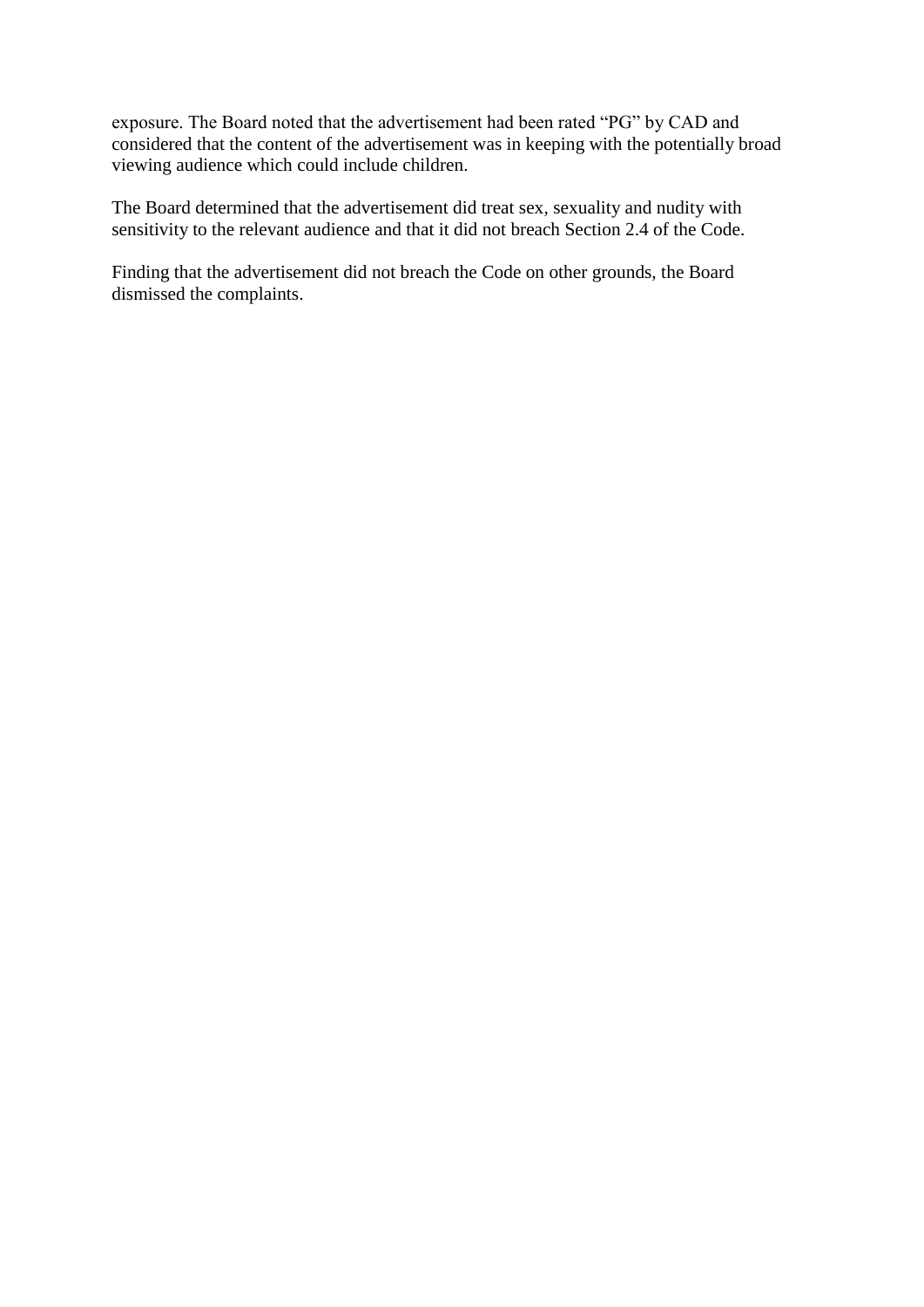exposure. The Board noted that the advertisement had been rated "PG" by CAD and considered that the content of the advertisement was in keeping with the potentially broad viewing audience which could include children.

The Board determined that the advertisement did treat sex, sexuality and nudity with sensitivity to the relevant audience and that it did not breach Section 2.4 of the Code.

Finding that the advertisement did not breach the Code on other grounds, the Board dismissed the complaints.